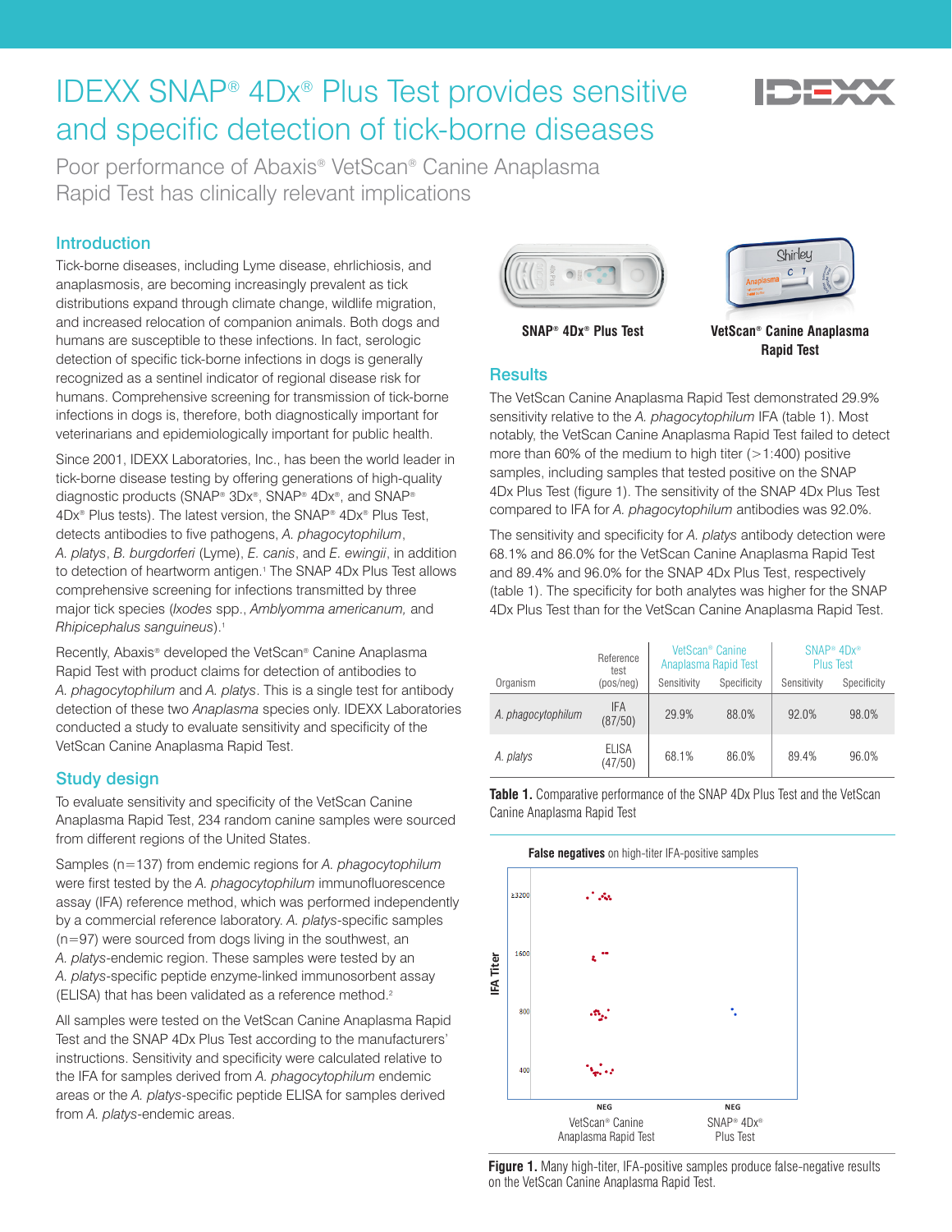# IDEXX SNAP® 4Dx® Plus Test provides sensitive and specific detection of tick-borne diseases

Poor performance of Abaxis® VetScan® Canine Anaplasma Rapid Test has clinically relevant implications

## Introduction

Tick-borne diseases, including Lyme disease, ehrlichiosis, and anaplasmosis, are becoming increasingly prevalent as tick distributions expand through climate change, wildlife migration, and increased relocation of companion animals. Both dogs and humans are susceptible to these infections. In fact, serologic detection of specific tick-borne infections in dogs is generally recognized as a sentinel indicator of regional disease risk for humans. Comprehensive screening for transmission of tick-borne infections in dogs is, therefore, both diagnostically important for veterinarians and epidemiologically important for public health.

Since 2001, IDEXX Laboratories, Inc., has been the world leader in tick-borne disease testing by offering generations of high-quality diagnostic products (SNAP® 3Dx®, SNAP® 4Dx®, and SNAP® 4Dx® Plus tests). The latest version, the SNAP® 4Dx® Plus Test, detects antibodies to five pathogens, *A. phagocytophilum*, *A. platys*, *B. burgdorferi* (Lyme), *E. canis*, and *E. ewingii*, in addition to detection of heartworm antigen.[1] The SNAP 4Dx Plus Test allows comprehensive screening for infections transmitted by three major tick species (*Ixodes* spp., *Amblyomma americanum,* and *Rhipicephalus sanguineus*).[1]

Recently, Abaxis® developed the VetScan® Canine Anaplasma Rapid Test with product claims for detection of antibodies to *A. phagocytophilum* and *A. platys*. This is a single test for antibody detection of these two *Anaplasma* species only. IDEXX Laboratories conducted a study to evaluate sensitivity and specificity of the VetScan Canine Anaplasma Rapid Test.

## Study design

To evaluate sensitivity and specificity of the VetScan Canine Anaplasma Rapid Test, 234 random canine samples were sourced from different regions of the United States.

Samples (n=137) from endemic regions for *A. phagocytophilum* were first tested by the *A. phagocytophilum* immunofluorescence assay (IFA) reference method, which was performed independently by a commercial reference laboratory. *A. platys*-specific samples (n=97) were sourced from dogs living in the southwest, an *A. platys*-endemic region. These samples were tested by an *A. platys*-specific peptide enzyme-linked immunosorbent assay (ELISA) that has been validated as a reference method.[2]

All samples were tested on the VetScan Canine Anaplasma Rapid Test and the SNAP 4Dx Plus Test according to the manufacturers' instructions. Sensitivity and specificity were calculated relative to the IFA for samples derived from *A. phagocytophilum* endemic areas or the *A. platys*-specific peptide ELISA for samples derived from *A. platys*-endemic areas.

**SNAP® 4Dx® Plus Test** | **VetScan® Canine Anaplasma Rapid Test**

## Results

The VetScan Canine Anaplasma Rapid Test demonstrated 29.9% sensitivity relative to the *A. phagocytophilum* IFA (table 1). Most notably, the VetScan Canine Anaplasma Rapid Test failed to detect more than 60% of the medium to high titer (>1:400) positive samples, including samples that tested positive on the SNAP 4Dx Plus Test (figure 1). The sensitivity of the SNAP 4Dx Plus Test compared to IFA for *A. phagocytophilum* antibodies was 92.0%.

The sensitivity and specificity for *A. platys* antibody detection were 68.1% and 86.0% for the VetScan Canine Anaplasma Rapid Test and 89.4% and 96.0% for the SNAP 4Dx Plus Test, respectively (table 1). The specificity for both analytes was higher for the SNAP 4Dx Plus Test than for the VetScan Canine Anaplasma Rapid Test.

| Organism | Reference test (pos/neg) | VetScan® Canine Anaplasma Rapid Test | | SNAP® 4Dx® Plus Test | |
|---|---|---|---|---|---|
| | | Sensitivity | Specificity | Sensitivity | Specificity |
| *A. phagocytophilum* | IFA (87/50) | 29.9% | 88.0% | 92.0% | 98.0% |
| *A. platys* | ELISA (47/50) | 68.1% | 86.0% | 89.4% | 96.0% |

**Table 1.** Comparative performance of the SNAP 4Dx Plus Test and the VetScan Canine Anaplasma Rapid Test

**False negatives** on high-titer IFA-positive samples

**Figure 1.** Many high-titer, IFA-positive samples produce false-negative results on the VetScan Canine Anaplasma Rapid Test.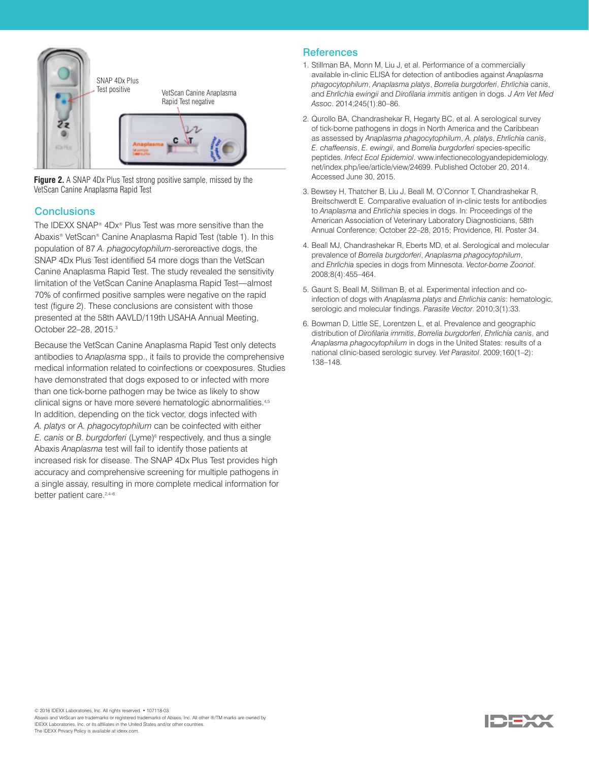SNAP 4Dx Plus Test positive

VetScan Canine Anaplasma Rapid Test negative

**Figure 2.** A SNAP 4Dx Plus Test strong positive sample, missed by the VetScan Canine Anaplasma Rapid Test

## Conclusions

The IDEXX SNAP® 4Dx® Plus Test was more sensitive than the Abaxis® VetScan® Canine Anaplasma Rapid Test (table 1). In this population of 87 *A. phagocytophilum*-seroreactive dogs, the SNAP 4Dx Plus Test identified 54 more dogs than the VetScan Canine Anaplasma Rapid Test. The study revealed the sensitivity limitation of the VetScan Canine Anaplasma Rapid Test—almost 70% of confirmed positive samples were negative on the rapid test (figure 2). These conclusions are consistent with those presented at the 58th AAVLD/119th USAHA Annual Meeting, October 22–28, 2015.[3]

Because the VetScan Canine Anaplasma Rapid Test only detects antibodies to *Anaplasma* spp., it fails to provide the comprehensive medical information related to coinfections or coexposures. Studies have demonstrated that dogs exposed to or infected with more than one tick-borne pathogen may be twice as likely to show clinical signs or have more severe hematologic abnormalities.[4,5] In addition, depending on the tick vector, dogs infected with *A. platys* or *A. phagocytophilum* can be coinfected with either *E. canis* or *B. burgdorferi* (Lyme)[6] respectively, and thus a single Abaxis *Anaplasma* test will fail to identify those patients at increased risk for disease. The SNAP 4Dx Plus Test provides high accuracy and comprehensive screening for multiple pathogens in a single assay, resulting in more complete medical information for better patient care.[2,4–6]

## References

1. Stillman BA, Monn M, Liu J, et al. Performance of a commercially available in-clinic ELISA for detection of antibodies against *Anaplasma phagocytophilum*, *Anaplasma platys*, *Borrelia burgdorferi*, *Ehrlichia canis*, and *Ehrlichia ewingii* and *Dirofilaria immitis* antigen in dogs. *J Am Vet Med Assoc*. 2014;245(1):80–86.
2. Qurollo BA, Chandrashekar R, Hegarty BC, et al. A serological survey of tick-borne pathogens in dogs in North America and the Caribbean as assessed by *Anaplasma phagocytophilum*, *A. platys*, *Ehrlichia canis*, *E. chaffeensis*, *E. ewingii*, and *Borrelia burgdorferi* species-specific peptides. *Infect Ecol Epidemiol*. www.infectionecologyandepidemiology.net/index.php/iee/article/view/24699. Published October 20, 2014. Accessed June 30, 2015.
3. Bewsey H, Thatcher B, Liu J, Beall M, O'Connor T, Chandrashekar R, Breitschwerdt E. Comparative evaluation of in-clinic tests for antibodies to *Anaplasma* and *Ehrlichia* species in dogs. In: Proceedings of the American Association of Veterinary Laboratory Diagnosticians, 58th Annual Conference; October 22–28, 2015; Providence, RI. Poster 34.
4. Beall MJ, Chandrashekar R, Eberts MD, et al. Serological and molecular prevalence of *Borrelia burgdorferi*, *Anaplasma phagocytophilum*, and *Ehrlichia* species in dogs from Minnesota. *Vector-borne Zoonot*. 2008;8(4):455–464.
5. Gaunt S, Beall M, Stillman B, et al. Experimental infection and co-infection of dogs with *Anaplasma platys* and *Ehrlichia canis*: hematologic, serologic and molecular findings. *Parasite Vector*. 2010;3(1):33.
6. Bowman D, Little SE, Lorentzen L, et al. Prevalence and geographic distribution of *Dirofilaria immitis*, *Borrelia burgdorferi*, *Ehrlichia canis*, and *Anaplasma phagocytophilum* in dogs in the United States: results of a national clinic-based serologic survey. *Vet Parasitol*. 2009;160(1–2):138–148.

© 2016 IDEXX Laboratories, Inc. All rights reserved. • 107118-03
Abaxis and VetScan are trademarks or registered trademarks of Abaxis, Inc. All other ®/TM marks are owned by IDEXX Laboratories, Inc. or its affiliates in the United States and/or other countries.
The IDEXX Privacy Policy is available at idexx.com.